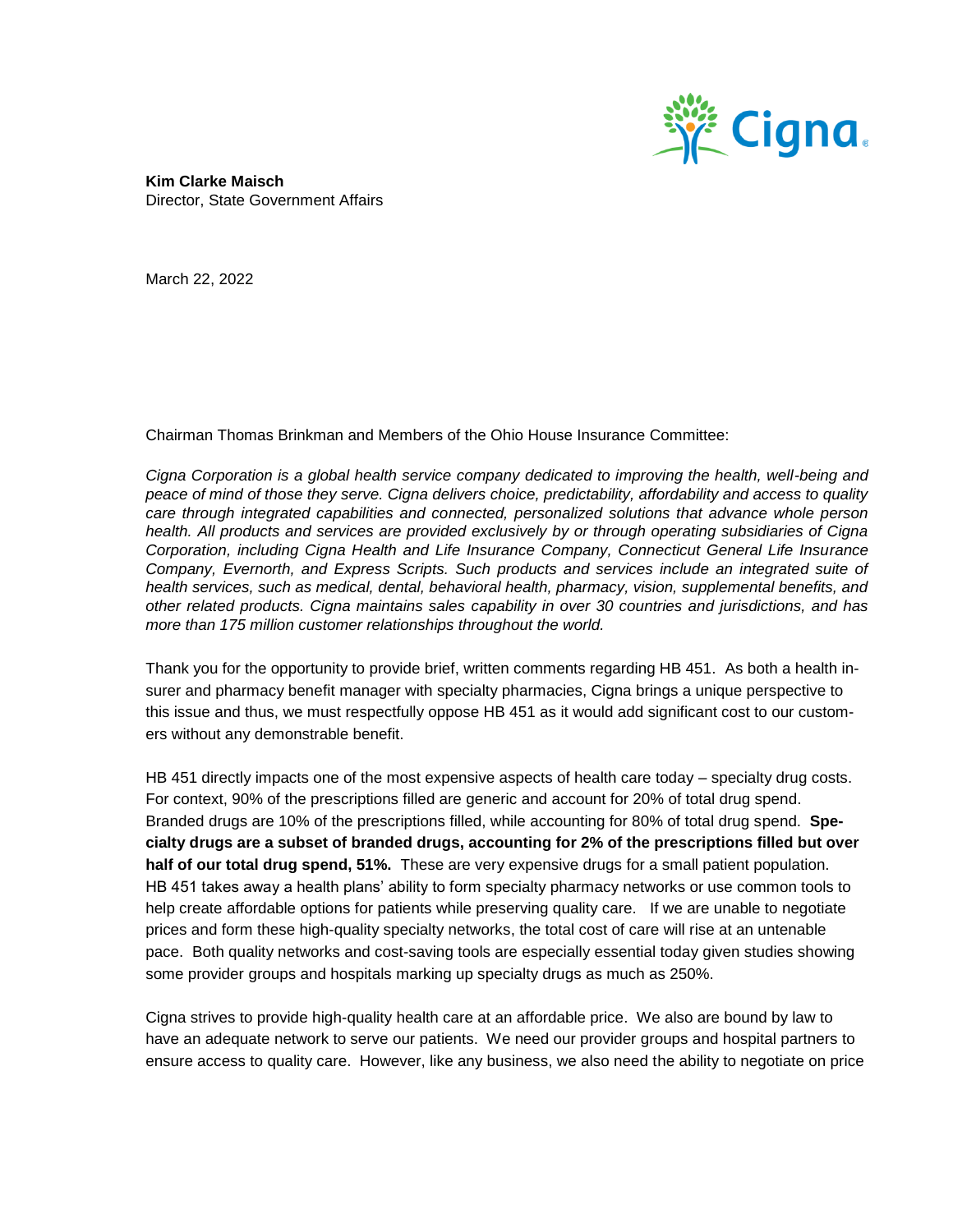**Kim Clarke Maisch**
Director, State Government Affairs

March 22, 2022

Chairman Thomas Brinkman and Members of the Ohio House Insurance Committee:

*Cigna Corporation is a global health service company dedicated to improving the health, well-being and peace of mind of those they serve. Cigna delivers choice, predictability, affordability and access to quality care through integrated capabilities and connected, personalized solutions that advance whole person health. All products and services are provided exclusively by or through operating subsidiaries of Cigna Corporation, including Cigna Health and Life Insurance Company, Connecticut General Life Insurance Company, Evernorth, and Express Scripts. Such products and services include an integrated suite of health services, such as medical, dental, behavioral health, pharmacy, vision, supplemental benefits, and other related products. Cigna maintains sales capability in over 30 countries and jurisdictions, and has more than 175 million customer relationships throughout the world.*

Thank you for the opportunity to provide brief, written comments regarding HB 451. As both a health insurer and pharmacy benefit manager with specialty pharmacies, Cigna brings a unique perspective to this issue and thus, we must respectfully oppose HB 451 as it would add significant cost to our customers without any demonstrable benefit.

HB 451 directly impacts one of the most expensive aspects of health care today – specialty drug costs. For context, 90% of the prescriptions filled are generic and account for 20% of total drug spend. Branded drugs are 10% of the prescriptions filled, while accounting for 80% of total drug spend. **Specialty drugs are a subset of branded drugs, accounting for 2% of the prescriptions filled but over half of our total drug spend, 51%.** These are very expensive drugs for a small patient population. HB 451 takes away a health plans' ability to form specialty pharmacy networks or use common tools to help create affordable options for patients while preserving quality care. If we are unable to negotiate prices and form these high-quality specialty networks, the total cost of care will rise at an untenable pace. Both quality networks and cost-saving tools are especially essential today given studies showing some provider groups and hospitals marking up specialty drugs as much as 250%.

Cigna strives to provide high-quality health care at an affordable price. We also are bound by law to have an adequate network to serve our patients. We need our provider groups and hospital partners to ensure access to quality care. However, like any business, we also need the ability to negotiate on price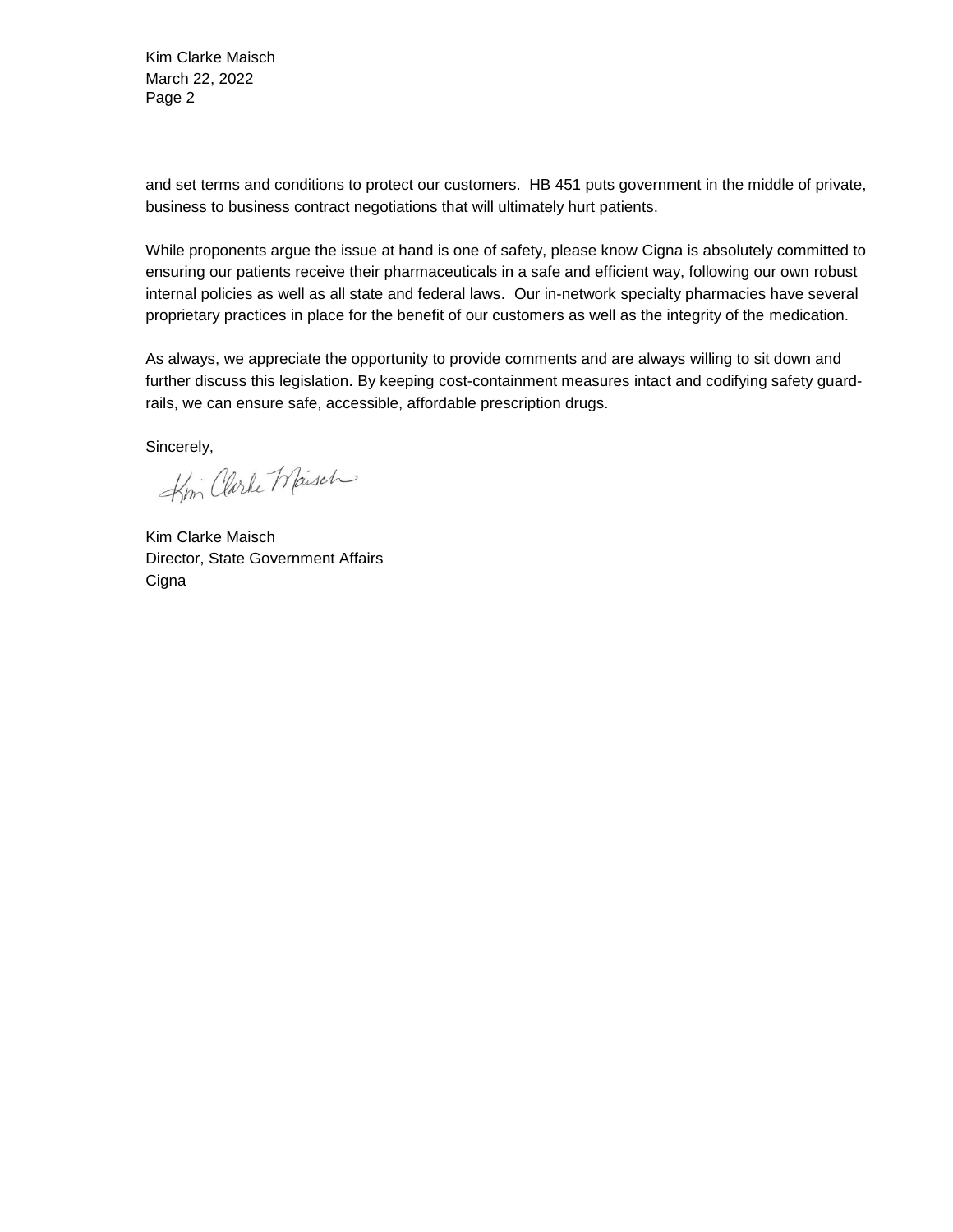and set terms and conditions to protect our customers. HB 451 puts government in the middle of private, business to business contract negotiations that will ultimately hurt patients.

While proponents argue the issue at hand is one of safety, please know Cigna is absolutely committed to ensuring our patients receive their pharmaceuticals in a safe and efficient way, following our own robust internal policies as well as all state and federal laws. Our in-network specialty pharmacies have several proprietary practices in place for the benefit of our customers as well as the integrity of the medication.

As always, we appreciate the opportunity to provide comments and are always willing to sit down and further discuss this legislation. By keeping cost-containment measures intact and codifying safety guard-rails, we can ensure safe, accessible, affordable prescription drugs.

Sincerely,

Kim Clarke Maisch

Kim Clarke Maisch
Director, State Government Affairs
Cigna